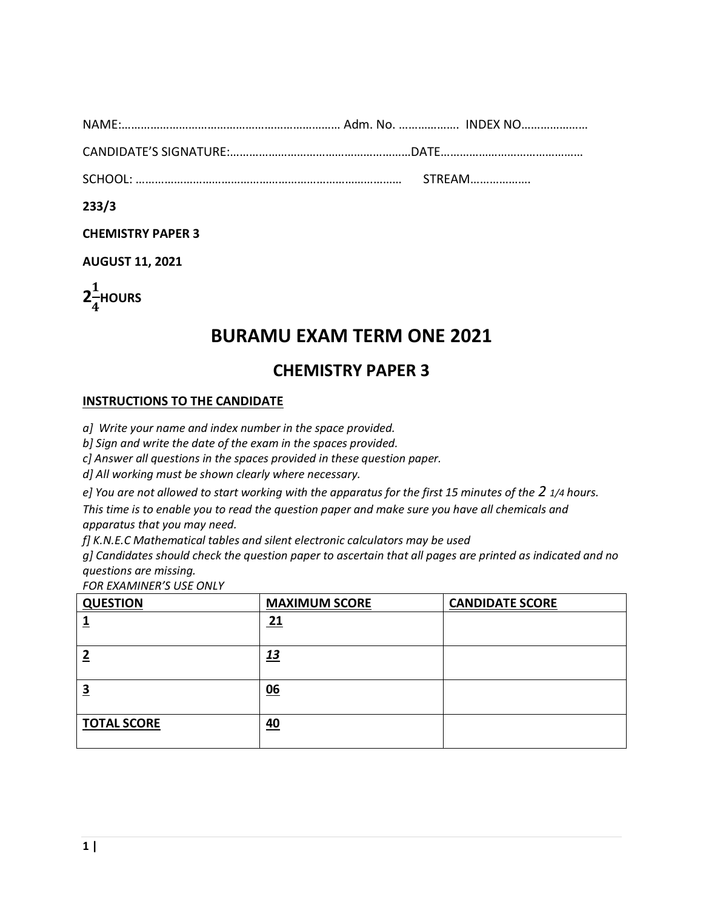NAME:……………………………………………………………… Adm. No. ………………. INDEX NO…………………

CANDIDATE'S SIGNATURE:…………………………………………………DATE………………………………………

SCHOOL: ……………………………………………………………………… STREAM……………….

**233/3**

**CHEMISTRY PAPER 3**

**AUGUST 11, 2021**

**$2\frac{1}{4}$ HOURS**

# BURAMU EXAM TERM ONE 2021

## CHEMISTRY PAPER 3

**INSTRUCTIONS TO THE CANDIDATE**

*a] Write your name and index number in the space provided.*
*b] Sign and write the date of the exam in the spaces provided.*
*c] Answer all questions in the spaces provided in these question paper.*
*d] All working must be shown clearly where necessary.*
*e] You are not allowed to start working with the apparatus for the first 15 minutes of the 2 1/4 hours. This time is to enable you to read the question paper and make sure you have all chemicals and apparatus that you may need.*
*f] K.N.E.C Mathematical tables and silent electronic calculators may be used*
*g] Candidates should check the question paper to ascertain that all pages are printed as indicated and no questions are missing.*

*FOR EXAMINER'S USE ONLY*

| QUESTION | MAXIMUM SCORE | CANDIDATE SCORE |
|---|---|---|
| 1 | 21 | |
| 2 | 13 | |
| 3 | 06 | |
| TOTAL SCORE | 40 | |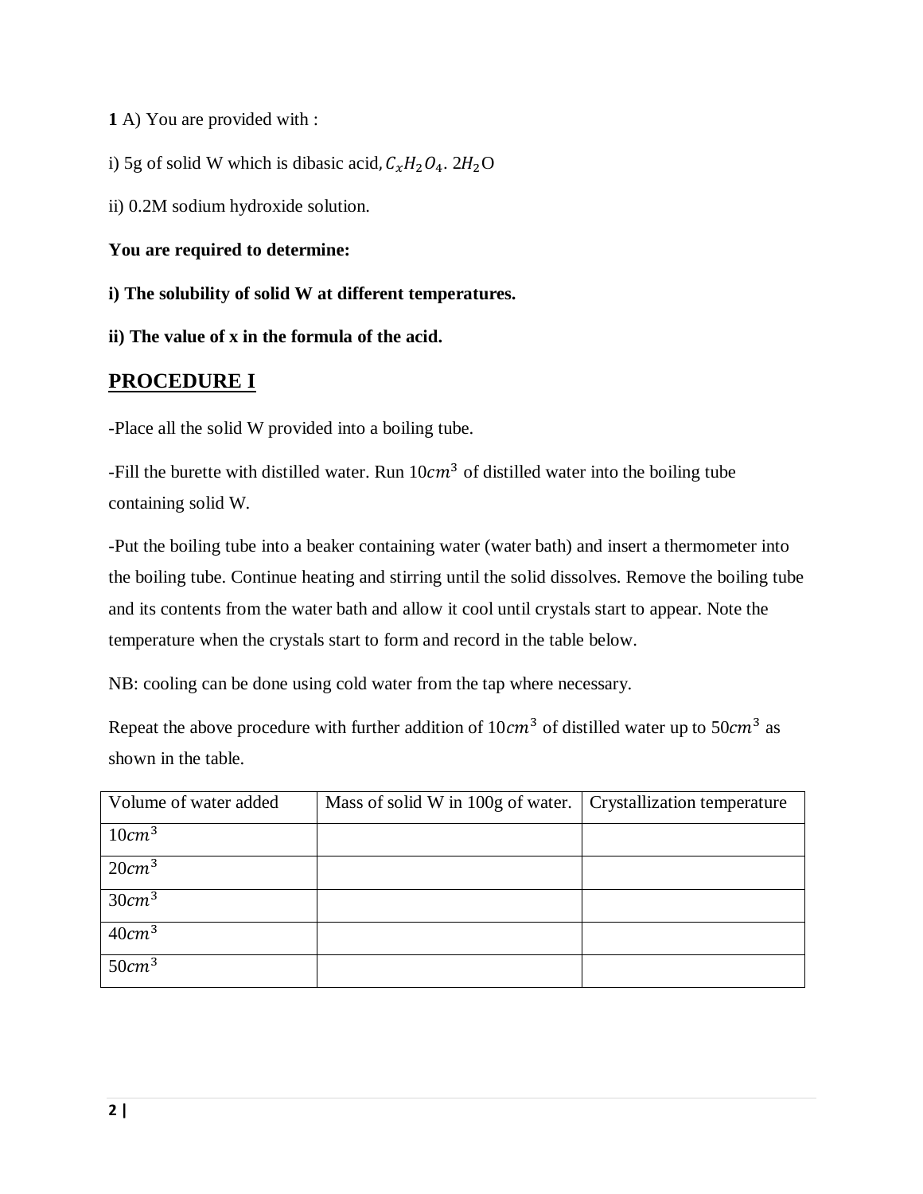**1** A) You are provided with :

i) 5g of solid W which is dibasic acid, $C_xH_2O_4.\ 2H_2O$

ii) 0.2M sodium hydroxide solution.

**You are required to determine:**

**i) The solubility of solid W at different temperatures.**

**ii) The value of x in the formula of the acid.**

## PROCEDURE I

-Place all the solid W provided into a boiling tube.

-Fill the burette with distilled water. Run $10cm^3$ of distilled water into the boiling tube containing solid W.

-Put the boiling tube into a beaker containing water (water bath) and insert a thermometer into the boiling tube. Continue heating and stirring until the solid dissolves. Remove the boiling tube and its contents from the water bath and allow it cool until crystals start to appear. Note the temperature when the crystals start to form and record in the table below.

NB: cooling can be done using cold water from the tap where necessary.

Repeat the above procedure with further addition of $10cm^3$ of distilled water up to $50cm^3$ as shown in the table.

| Volume of water added | Mass of solid W in 100g of water. | Crystallization temperature |
|---|---|---|
| $10cm^3$ | | |
| $20cm^3$ | | |
| $30cm^3$ | | |
| $40cm^3$ | | |
| $50cm^3$ | | |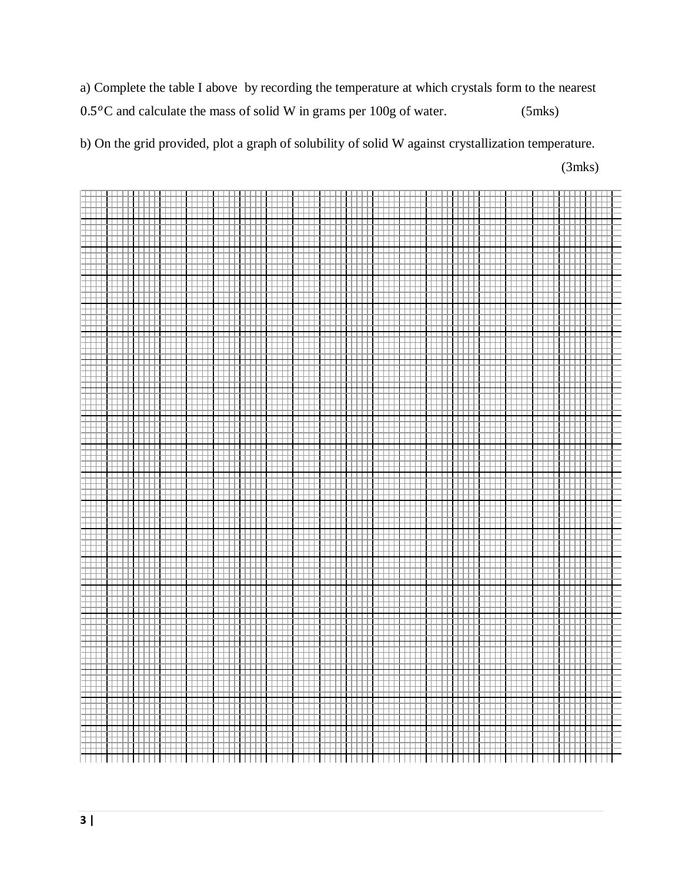a) Complete the table I above by recording the temperature at which crystals form to the nearest $0.5^{o}$C and calculate the mass of solid W in grams per 100g of water. (5mks)

b) On the grid provided, plot a graph of solubility of solid W against crystallization temperature. (3mks)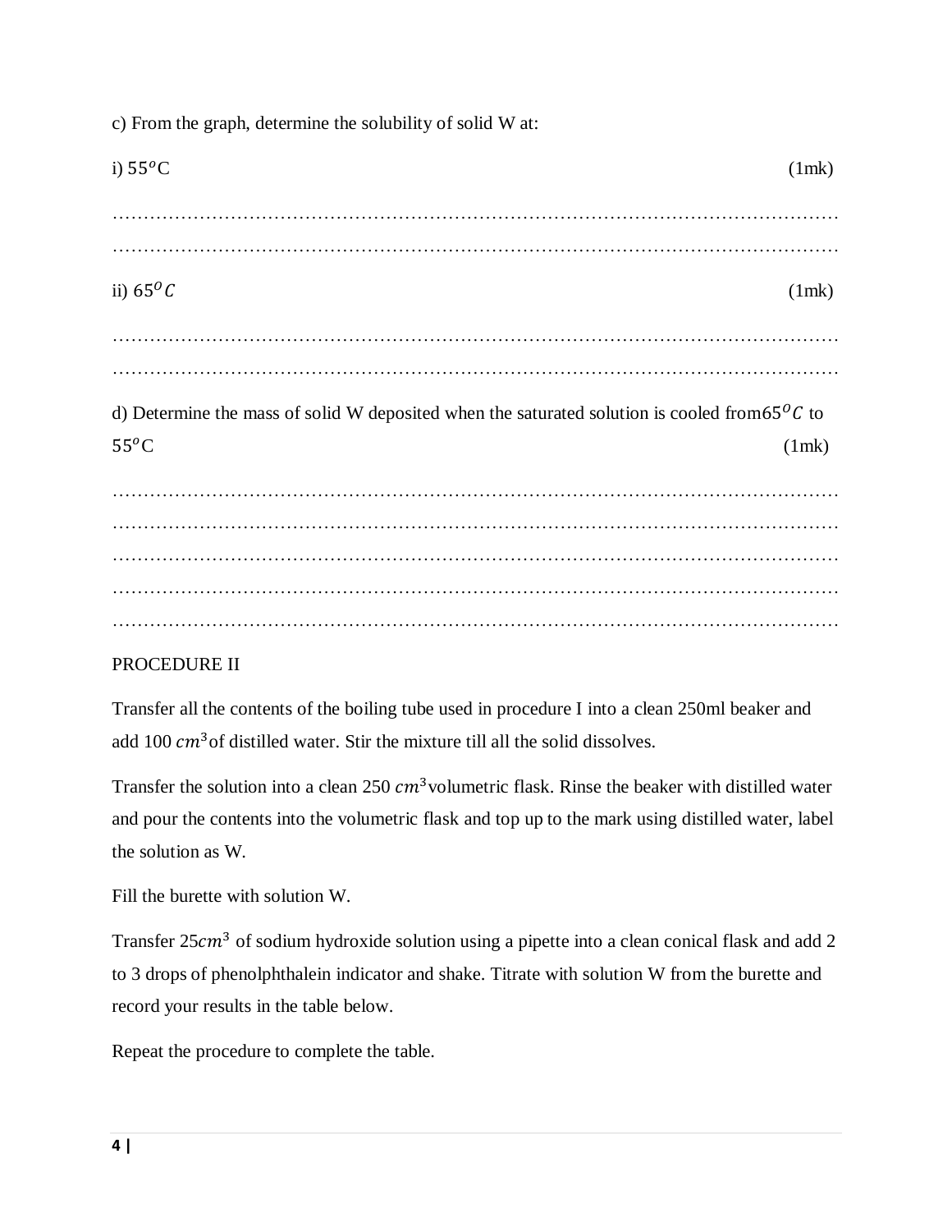c) From the graph, determine the solubility of solid W at:

i) $55^oC$ (1mk)

…………………………………………………………………………………………………………

…………………………………………………………………………………………………………

ii) $65^oC$ (1mk)

…………………………………………………………………………………………………………

…………………………………………………………………………………………………………

d) Determine the mass of solid W deposited when the saturated solution is cooled from $65^oC$ to $55^oC$ (1mk)

…………………………………………………………………………………………………………

…………………………………………………………………………………………………………

…………………………………………………………………………………………………………

…………………………………………………………………………………………………………

…………………………………………………………………………………………………………

PROCEDURE II

Transfer all the contents of the boiling tube used in procedure I into a clean 250ml beaker and add 100 $cm^3$ of distilled water. Stir the mixture till all the solid dissolves.

Transfer the solution into a clean 250 $cm^3$ volumetric flask. Rinse the beaker with distilled water and pour the contents into the volumetric flask and top up to the mark using distilled water, label the solution as W.

Fill the burette with solution W.

Transfer 25$cm^3$ of sodium hydroxide solution using a pipette into a clean conical flask and add 2 to 3 drops of phenolphthalein indicator and shake. Titrate with solution W from the burette and record your results in the table below.

Repeat the procedure to complete the table.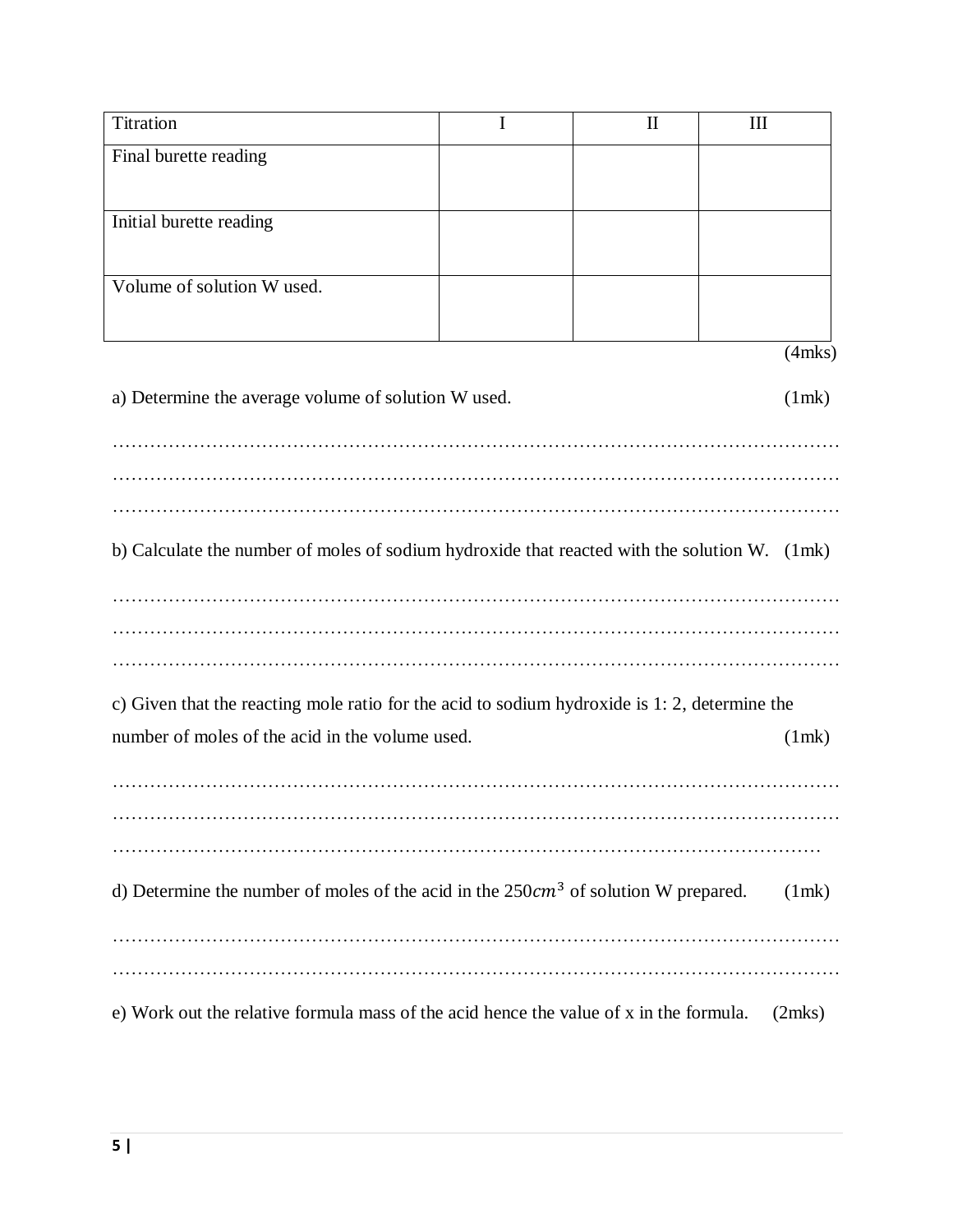| Titration | I | II | III |
|---|---|---|---|
| Final burette reading | | | |
| Initial burette reading | | | |
| Volume of solution W used. | | | |

(4mks)

a) Determine the average volume of solution W used. (1mk)

…………………………………………………………………………………………………………
…………………………………………………………………………………………………………
…………………………………………………………………………………………………………

b) Calculate the number of moles of sodium hydroxide that reacted with the solution W. (1mk)

…………………………………………………………………………………………………………
…………………………………………………………………………………………………………
…………………………………………………………………………………………………………

c) Given that the reacting mole ratio for the acid to sodium hydroxide is 1: 2, determine the number of moles of the acid in the volume used. (1mk)

…………………………………………………………………………………………………………
…………………………………………………………………………………………………………
…………………………………………………………………………………………………………

d) Determine the number of moles of the acid in the $250cm^3$ of solution W prepared. (1mk)

…………………………………………………………………………………………………………
…………………………………………………………………………………………………………

e) Work out the relative formula mass of the acid hence the value of x in the formula. (2mks)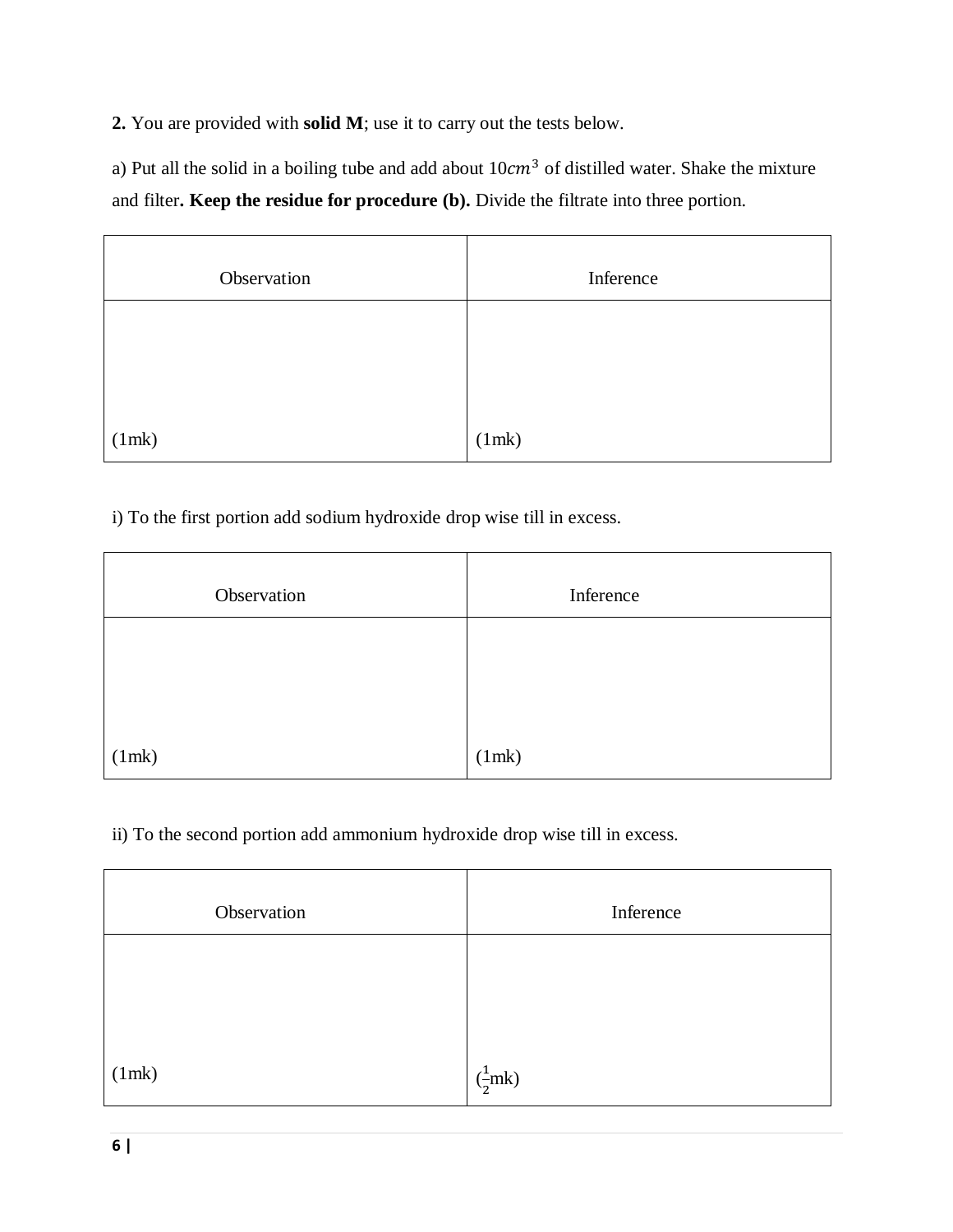**2.** You are provided with **solid M**; use it to carry out the tests below.

a) Put all the solid in a boiling tube and add about $10cm^3$ of distilled water. Shake the mixture and filter**. Keep the residue for procedure (b).** Divide the filtrate into three portion.

| Observation | Inference |
|---|---|
| (1mk) | (1mk) |

i) To the first portion add sodium hydroxide drop wise till in excess.

| Observation | Inference |
|---|---|
| (1mk) | (1mk) |

ii) To the second portion add ammonium hydroxide drop wise till in excess.

| Observation | Inference |
|---|---|
| (1mk) | ($\frac{1}{2}$mk) |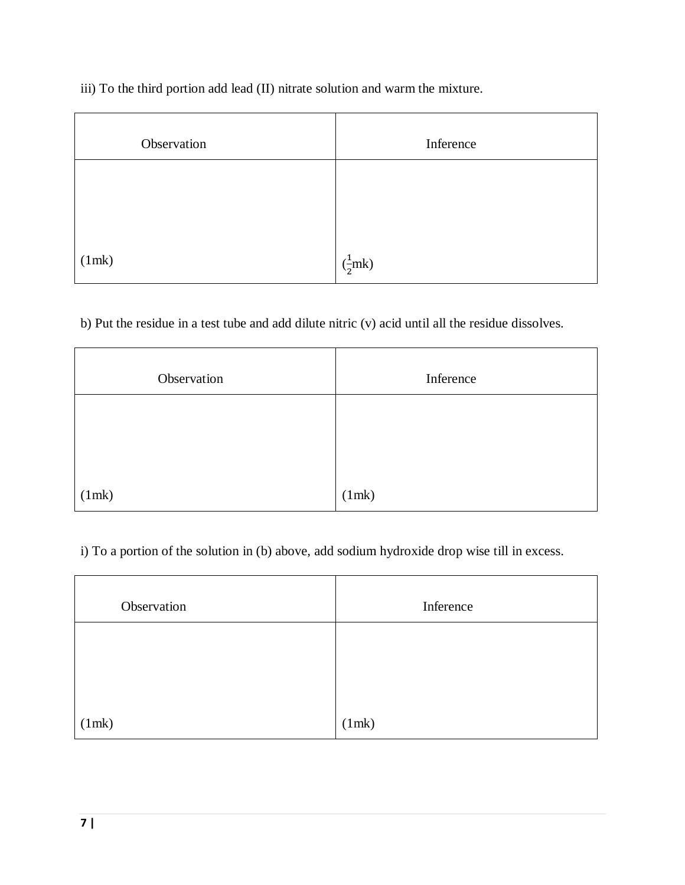iii) To the third portion add lead (II) nitrate solution and warm the mixture.

| Observation | Inference |
|---|---|
| (1mk) | ($\frac{1}{2}$mk) |

b) Put the residue in a test tube and add dilute nitric (v) acid until all the residue dissolves.

| Observation | Inference |
|---|---|
| (1mk) | (1mk) |

i) To a portion of the solution in (b) above, add sodium hydroxide drop wise till in excess.

| Observation | Inference |
|---|---|
| (1mk) | (1mk) |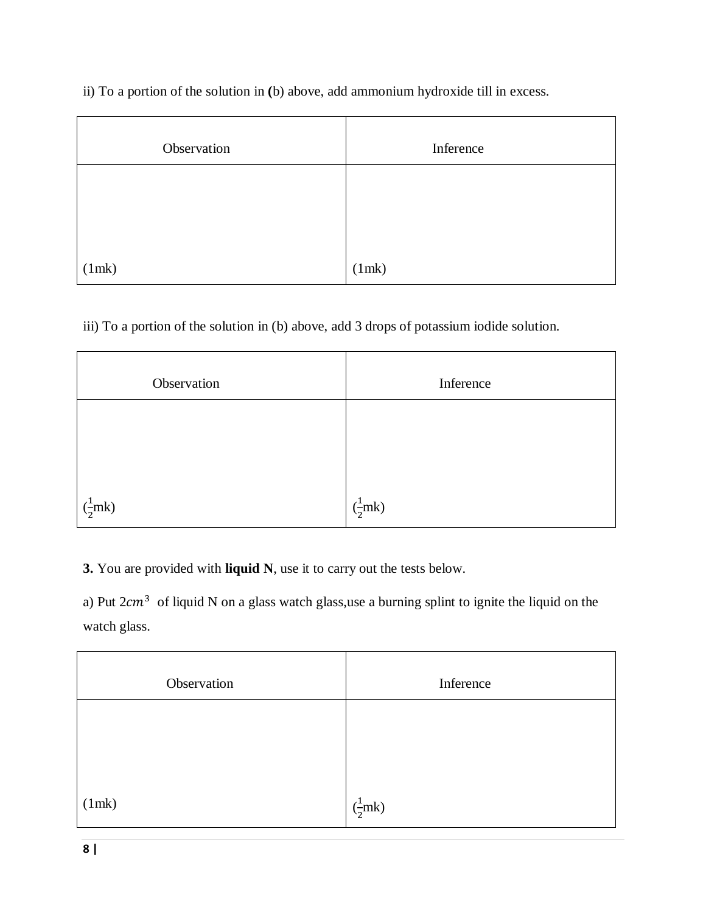ii) To a portion of the solution in **(**b) above, add ammonium hydroxide till in excess.

| Observation | Inference |
|---|---|
| (1mk) | (1mk) |

iii) To a portion of the solution in (b) above, add 3 drops of potassium iodide solution.

| Observation | Inference |
|---|---|
| ($\frac{1}{2}$mk) | ($\frac{1}{2}$mk) |

**3.** You are provided with **liquid N**, use it to carry out the tests below.

a) Put $2cm^3$ of liquid N on a glass watch glass,use a burning splint to ignite the liquid on the watch glass.

| Observation | Inference |
|---|---|
| (1mk) | ($\frac{1}{2}$mk) |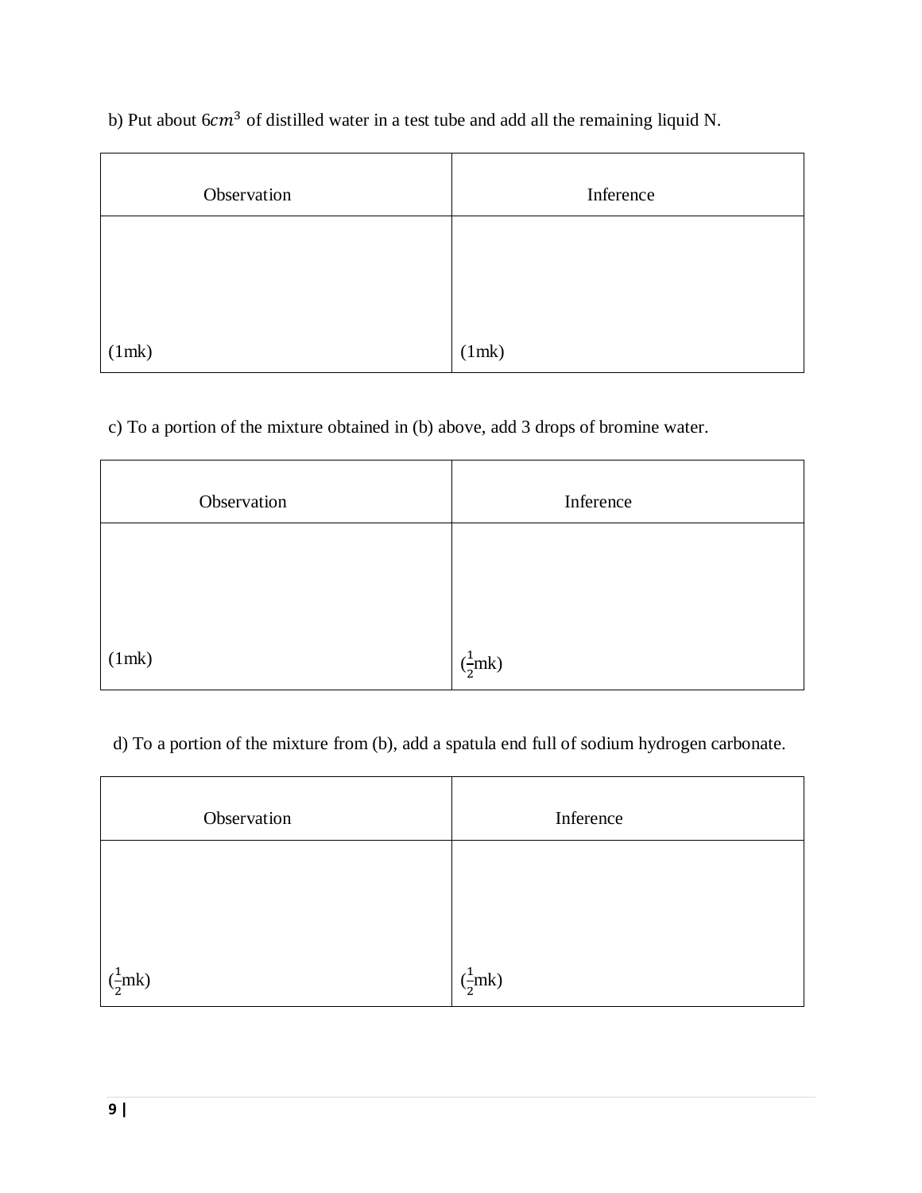b) Put about $6cm^3$ of distilled water in a test tube and add all the remaining liquid N.

| Observation | Inference |
|---|---|
| (1mk) | (1mk) |

c) To a portion of the mixture obtained in (b) above, add 3 drops of bromine water.

| Observation | Inference |
|---|---|
| (1mk) | ($\frac{1}{2}$mk) |

d) To a portion of the mixture from (b), add a spatula end full of sodium hydrogen carbonate.

| Observation | Inference |
|---|---|
| ($\frac{1}{2}$mk) | ($\frac{1}{2}$mk) |